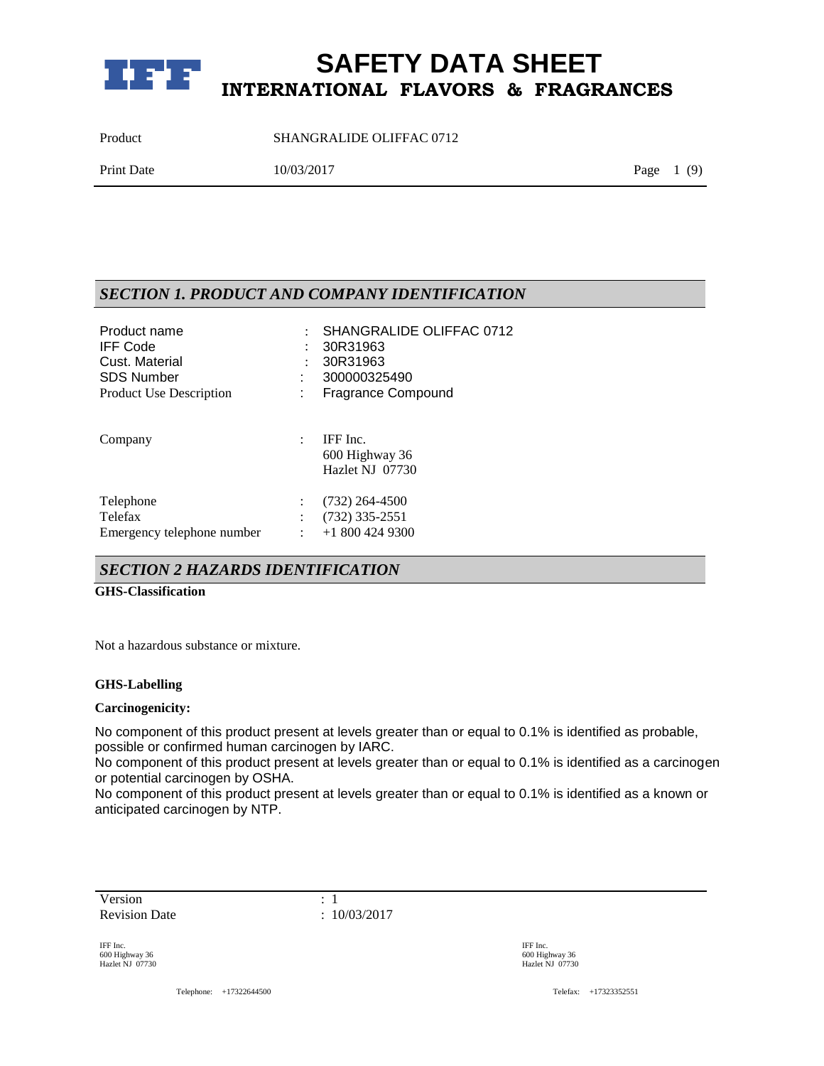# SAFETY DATA SHEET

## INTERNATIONAL FLAVORS & FRAGRANCES

Product SHANGRALIDE OLIFFAC 0712

Print Date 10/03/2017

## SECTION 1. PRODUCT AND COMPANY IDENTIFICATION

| | | |
|---|---|---|
| Product name | : | SHANGRALIDE OLIFFAC 0712 |
| IFF Code | : | 30R31963 |
| Cust. Material | : | 30R31963 |
| SDS Number | : | 300000325490 |
| Product Use Description | : | Fragrance Compound |
| Company | : | IFF Inc.<br>600 Highway 36<br>Hazlet NJ 07730 |
| Telephone | : | (732) 264-4500 |
| Telefax | : | (732) 335-2551 |
| Emergency telephone number | : | +1 800 424 9300 |

## SECTION 2 HAZARDS IDENTIFICATION

**GHS-Classification**

Not a hazardous substance or mixture.

**GHS-Labelling**

**Carcinogenicity:**

No component of this product present at levels greater than or equal to 0.1% is identified as probable, possible or confirmed human carcinogen by IARC.
No component of this product present at levels greater than or equal to 0.1% is identified as a carcinogen or potential carcinogen by OSHA.
No component of this product present at levels greater than or equal to 0.1% is identified as a known or anticipated carcinogen by NTP.

Version : 1
Revision Date : 10/03/2017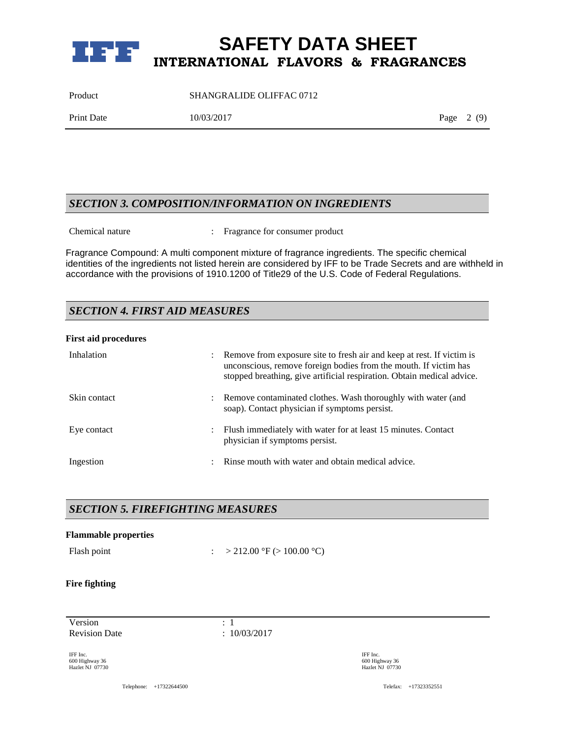## SECTION 3. COMPOSITION/INFORMATION ON INGREDIENTS

| | | |
|---|---|---|
| Chemical nature | : | Fragrance for consumer product |

Fragrance Compound: A multi component mixture of fragrance ingredients. The specific chemical identities of the ingredients not listed herein are considered by IFF to be Trade Secrets and are withheld in accordance with the provisions of 1910.1200 of Title29 of the U.S. Code of Federal Regulations.

## SECTION 4. FIRST AID MEASURES

**First aid procedures**

| | | |
|---|---|---|
| Inhalation | : | Remove from exposure site to fresh air and keep at rest. If victim is unconscious, remove foreign bodies from the mouth. If victim has stopped breathing, give artificial respiration. Obtain medical advice. |
| Skin contact | : | Remove contaminated clothes. Wash thoroughly with water (and soap). Contact physician if symptoms persist. |
| Eye contact | : | Flush immediately with water for at least 15 minutes. Contact physician if symptoms persist. |
| Ingestion | : | Rinse mouth with water and obtain medical advice. |

## SECTION 5. FIREFIGHTING MEASURES

**Flammable properties**

| | | |
|---|---|---|
| Flash point | : | > 212.00 °F (> 100.00 °C) |

**Fire fighting**

Version : 1
Revision Date : 10/03/2017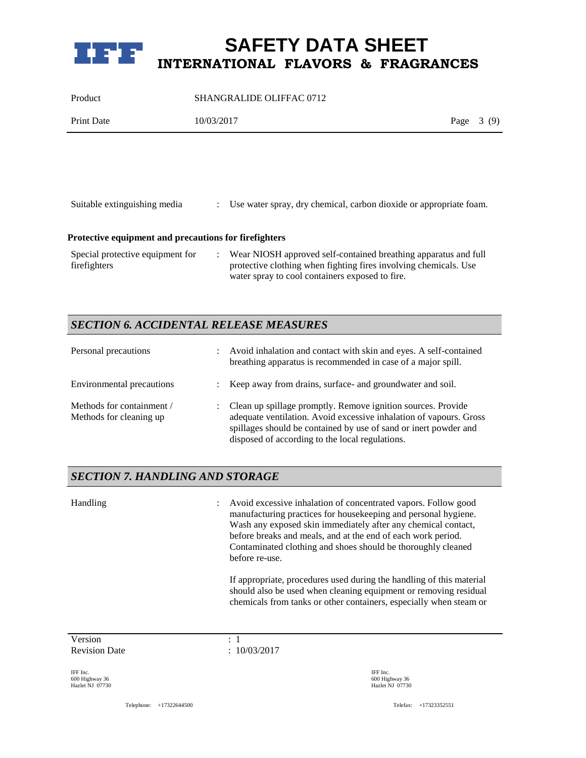Suitable extinguishing media : Use water spray, dry chemical, carbon dioxide or appropriate foam.

**Protective equipment and precautions for firefighters**

Special protective equipment for firefighters : Wear NIOSH approved self-contained breathing apparatus and full protective clothing when fighting fires involving chemicals. Use water spray to cool containers exposed to fire.

## *SECTION 6. ACCIDENTAL RELEASE MEASURES*

Personal precautions : Avoid inhalation and contact with skin and eyes. A self-contained breathing apparatus is recommended in case of a major spill.

Environmental precautions : Keep away from drains, surface- and groundwater and soil.

Methods for containment / Methods for cleaning up : Clean up spillage promptly. Remove ignition sources. Provide adequate ventilation. Avoid excessive inhalation of vapours. Gross spillages should be contained by use of sand or inert powder and disposed of according to the local regulations.

## *SECTION 7. HANDLING AND STORAGE*

Handling : Avoid excessive inhalation of concentrated vapors. Follow good manufacturing practices for housekeeping and personal hygiene. Wash any exposed skin immediately after any chemical contact, before breaks and meals, and at the end of each work period. Contaminated clothing and shoes should be thoroughly cleaned before re-use.

If appropriate, procedures used during the handling of this material should also be used when cleaning equipment or removing residual chemicals from tanks or other containers, especially when steam or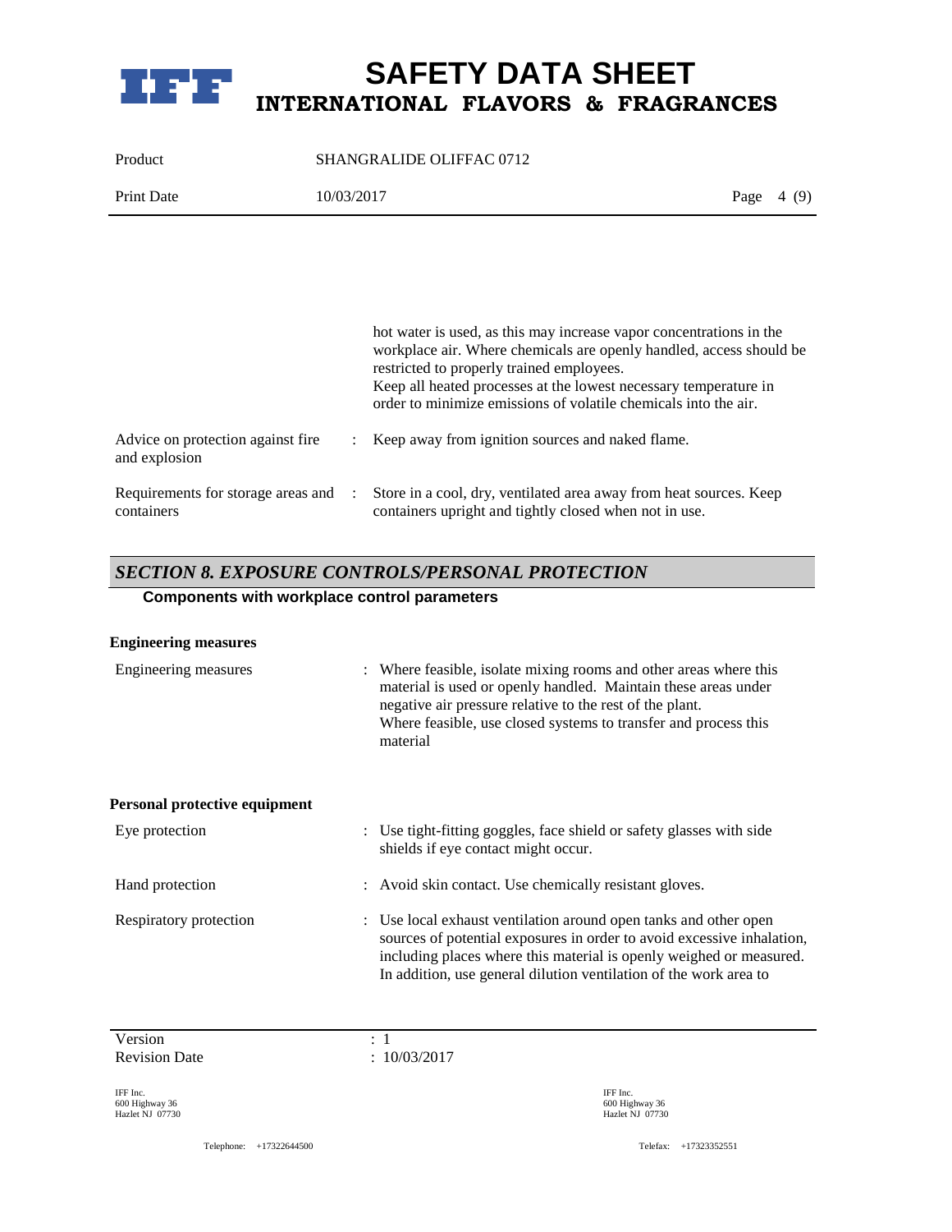| | | |
|---|---|---|
| | | hot water is used, as this may increase vapor concentrations in the workplace air. Where chemicals are openly handled, access should be restricted to properly trained employees. Keep all heated processes at the lowest necessary temperature in order to minimize emissions of volatile chemicals into the air. |
| Advice on protection against fire and explosion | : | Keep away from ignition sources and naked flame. |
| Requirements for storage areas and containers | : | Store in a cool, dry, ventilated area away from heat sources. Keep containers upright and tightly closed when not in use. |

## *SECTION 8. EXPOSURE CONTROLS/PERSONAL PROTECTION*

**Components with workplace control parameters**

**Engineering measures**

| | | |
|---|---|---|
| Engineering measures | : | Where feasible, isolate mixing rooms and other areas where this material is used or openly handled. Maintain these areas under negative air pressure relative to the rest of the plant. Where feasible, use closed systems to transfer and process this material |

**Personal protective equipment**

| | | |
|---|---|---|
| Eye protection | : | Use tight-fitting goggles, face shield or safety glasses with side shields if eye contact might occur. |
| Hand protection | : | Avoid skin contact. Use chemically resistant gloves. |
| Respiratory protection | : | Use local exhaust ventilation around open tanks and other open sources of potential exposures in order to avoid excessive inhalation, including places where this material is openly weighed or measured. In addition, use general dilution ventilation of the work area to |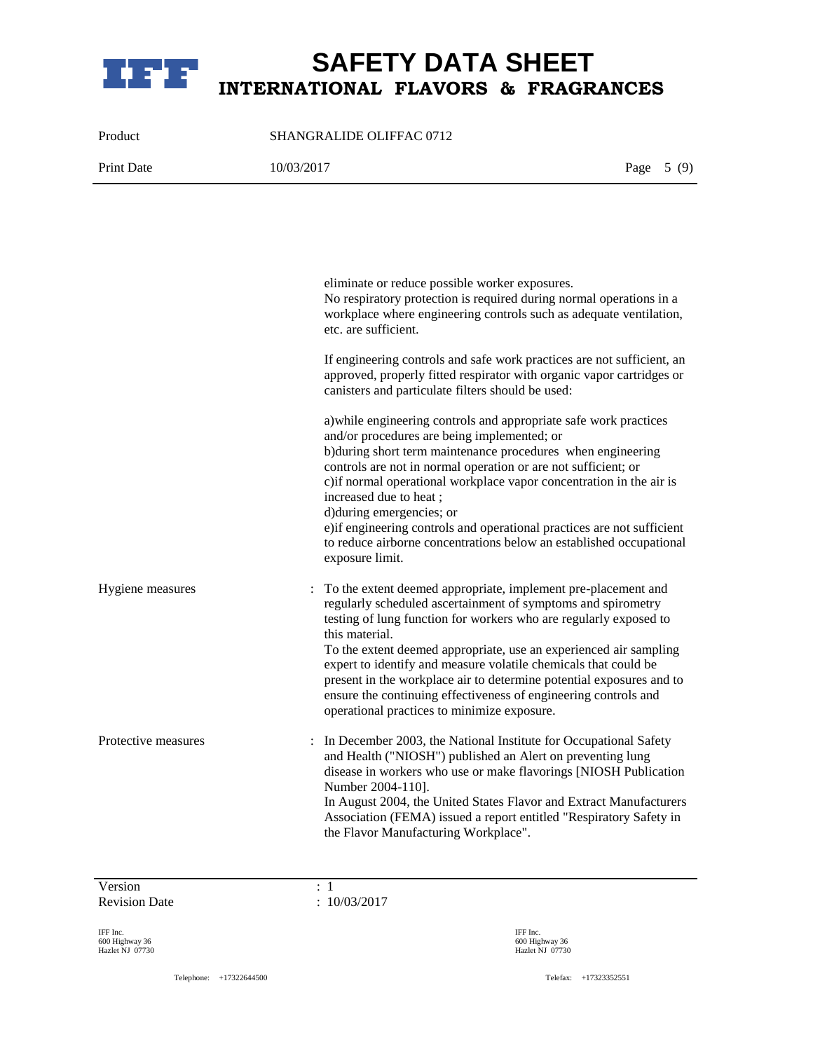eliminate or reduce possible worker exposures.
No respiratory protection is required during normal operations in a workplace where engineering controls such as adequate ventilation, etc. are sufficient.

If engineering controls and safe work practices are not sufficient, an approved, properly fitted respirator with organic vapor cartridges or canisters and particulate filters should be used:

a)while engineering controls and appropriate safe work practices and/or procedures are being implemented; or
b)during short term maintenance procedures when engineering controls are not in normal operation or are not sufficient; or
c)if normal operational workplace vapor concentration in the air is increased due to heat ;
d)during emergencies; or
e)if engineering controls and operational practices are not sufficient to reduce airborne concentrations below an established occupational exposure limit.

Hygiene measures : To the extent deemed appropriate, implement pre-placement and regularly scheduled ascertainment of symptoms and spirometry testing of lung function for workers who are regularly exposed to this material.
To the extent deemed appropriate, use an experienced air sampling expert to identify and measure volatile chemicals that could be present in the workplace air to determine potential exposures and to ensure the continuing effectiveness of engineering controls and operational practices to minimize exposure.

Protective measures : In December 2003, the National Institute for Occupational Safety and Health ("NIOSH") published an Alert on preventing lung disease in workers who use or make flavorings [NIOSH Publication Number 2004-110].
In August 2004, the United States Flavor and Extract Manufacturers Association (FEMA) issued a report entitled "Respiratory Safety in the Flavor Manufacturing Workplace".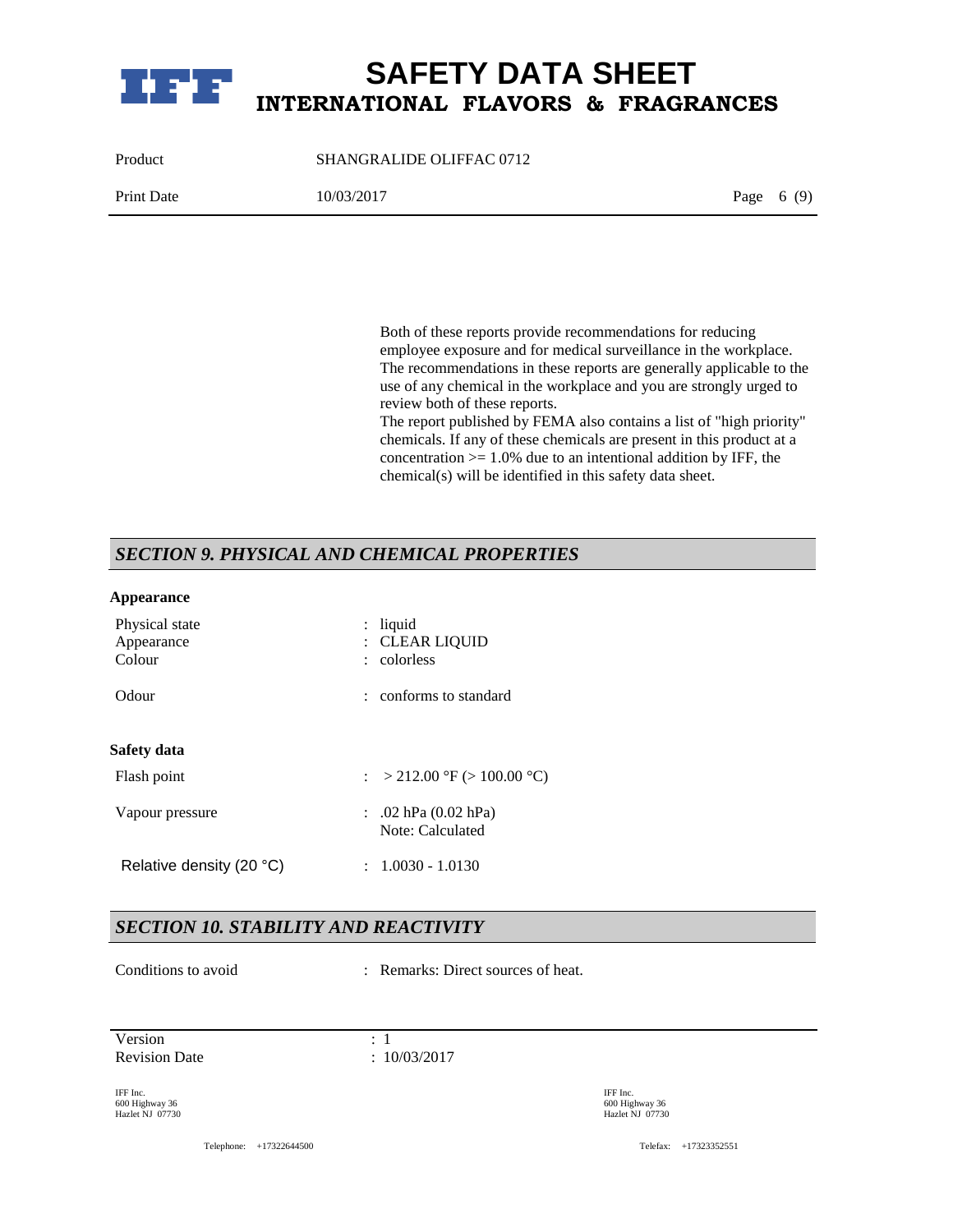Both of these reports provide recommendations for reducing employee exposure and for medical surveillance in the workplace. The recommendations in these reports are generally applicable to the use of any chemical in the workplace and you are strongly urged to review both of these reports.
The report published by FEMA also contains a list of "high priority" chemicals. If any of these chemicals are present in this product at a concentration >= 1.0% due to an intentional addition by IFF, the chemical(s) will be identified in this safety data sheet.

## *SECTION 9. PHYSICAL AND CHEMICAL PROPERTIES*

**Appearance**

| | | |
|---|---|---|
| Physical state | : | liquid |
| Appearance | : | CLEAR LIQUID |
| Colour | : | colorless |
| Odour | : | conforms to standard |

**Safety data**

| | | |
|---|---|---|
| Flash point | : | > 212.00 °F (> 100.00 °C) |
| Vapour pressure | : | .02 hPa (0.02 hPa)<br>Note: Calculated |
| Relative density (20 °C) | : | 1.0030 - 1.0130 |

## *SECTION 10. STABILITY AND REACTIVITY*

| | | |
|---|---|---|
| Conditions to avoid | : | Remarks: Direct sources of heat. |

Version : 1
Revision Date : 10/03/2017

IFF Inc.
600 Highway 36
Hazlet NJ 07730

IFF Inc.
600 Highway 36
Hazlet NJ 07730

Telephone: +17322644500

Telefax: +17323352551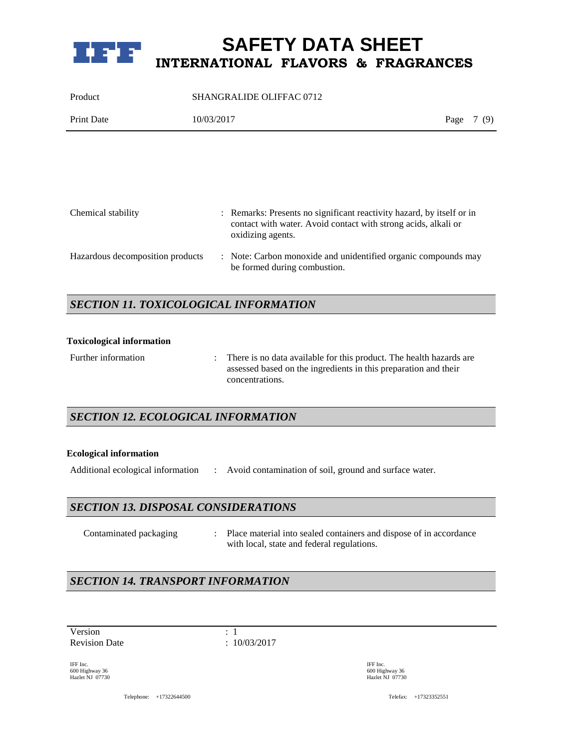| | |
|---|---|
| Chemical stability | : Remarks: Presents no significant reactivity hazard, by itself or in contact with water. Avoid contact with strong acids, alkali or oxidizing agents. |
| Hazardous decomposition products | : Note: Carbon monoxide and unidentified organic compounds may be formed during combustion. |

## *SECTION 11. TOXICOLOGICAL INFORMATION*

**Toxicological information**

| | |
|---|---|
| Further information | : There is no data available for this product. The health hazards are assessed based on the ingredients in this preparation and their concentrations. |

## *SECTION 12. ECOLOGICAL INFORMATION*

**Ecological information**

| | |
|---|---|
| Additional ecological information | : Avoid contamination of soil, ground and surface water. |

## *SECTION 13. DISPOSAL CONSIDERATIONS*

| | |
|---|---|
| Contaminated packaging | : Place material into sealed containers and dispose of in accordance with local, state and federal regulations. |

## *SECTION 14. TRANSPORT INFORMATION*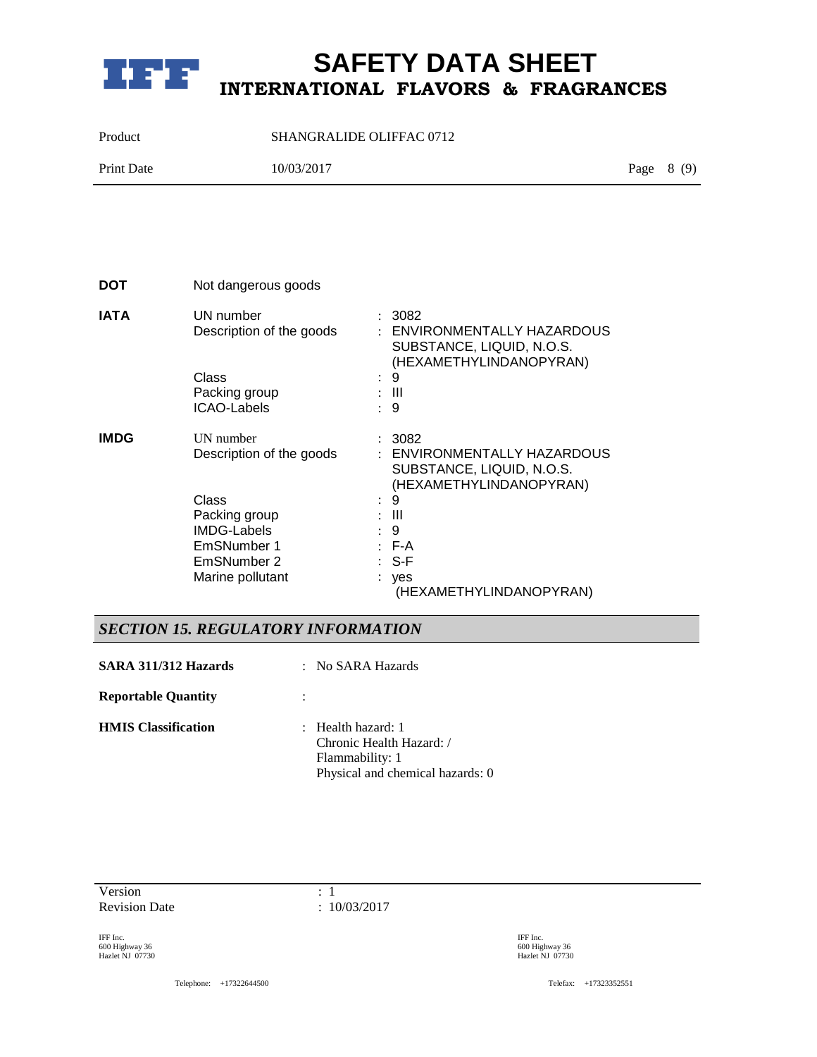**DOT** Not dangerous goods

**IATA**

| | |
|---|---|
| UN number | : 3082 |
| Description of the goods | : ENVIRONMENTALLY HAZARDOUS SUBSTANCE, LIQUID, N.O.S. (HEXAMETHYLINDANOPYRAN) |
| Class | : 9 |
| Packing group | : III |
| ICAO-Labels | : 9 |

**IMDG**

| | |
|---|---|
| UN number | : 3082 |
| Description of the goods | : ENVIRONMENTALLY HAZARDOUS SUBSTANCE, LIQUID, N.O.S. (HEXAMETHYLINDANOPYRAN) |
| Class | : 9 |
| Packing group | : III |
| IMDG-Labels | : 9 |
| EmSNumber 1 | : F-A |
| EmSNumber 2 | : S-F |
| Marine pollutant | : yes (HEXAMETHYLINDANOPYRAN) |

## *SECTION 15. REGULATORY INFORMATION*

**SARA 311/312 Hazards** : No SARA Hazards

**Reportable Quantity** :

**HMIS Classification** : Health hazard: 1
Chronic Health Hazard: /
Flammability: 1
Physical and chemical hazards: 0

Version : 1
Revision Date : 10/03/2017

IFF Inc.
600 Highway 36
Hazlet NJ 07730

Telephone: +17322644500

Telefax: +17323352551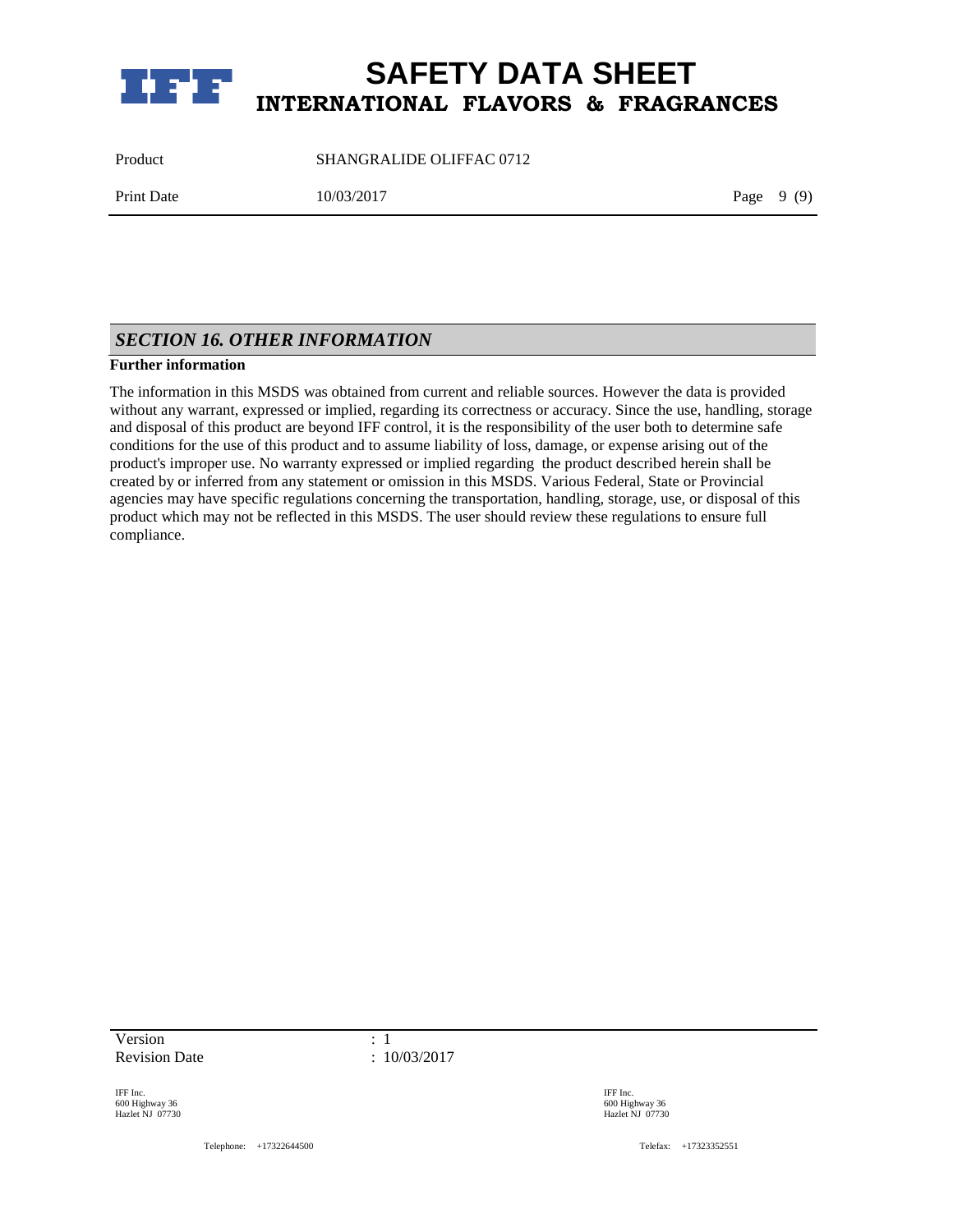## SECTION 16. OTHER INFORMATION

**Further information**

The information in this MSDS was obtained from current and reliable sources. However the data is provided without any warrant, expressed or implied, regarding its correctness or accuracy. Since the use, handling, storage and disposal of this product are beyond IFF control, it is the responsibility of the user both to determine safe conditions for the use of this product and to assume liability of loss, damage, or expense arising out of the product's improper use. No warranty expressed or implied regarding the product described herein shall be created by or inferred from any statement or omission in this MSDS. Various Federal, State or Provincial agencies may have specific regulations concerning the transportation, handling, storage, use, or disposal of this product which may not be reflected in this MSDS. The user should review these regulations to ensure full compliance.